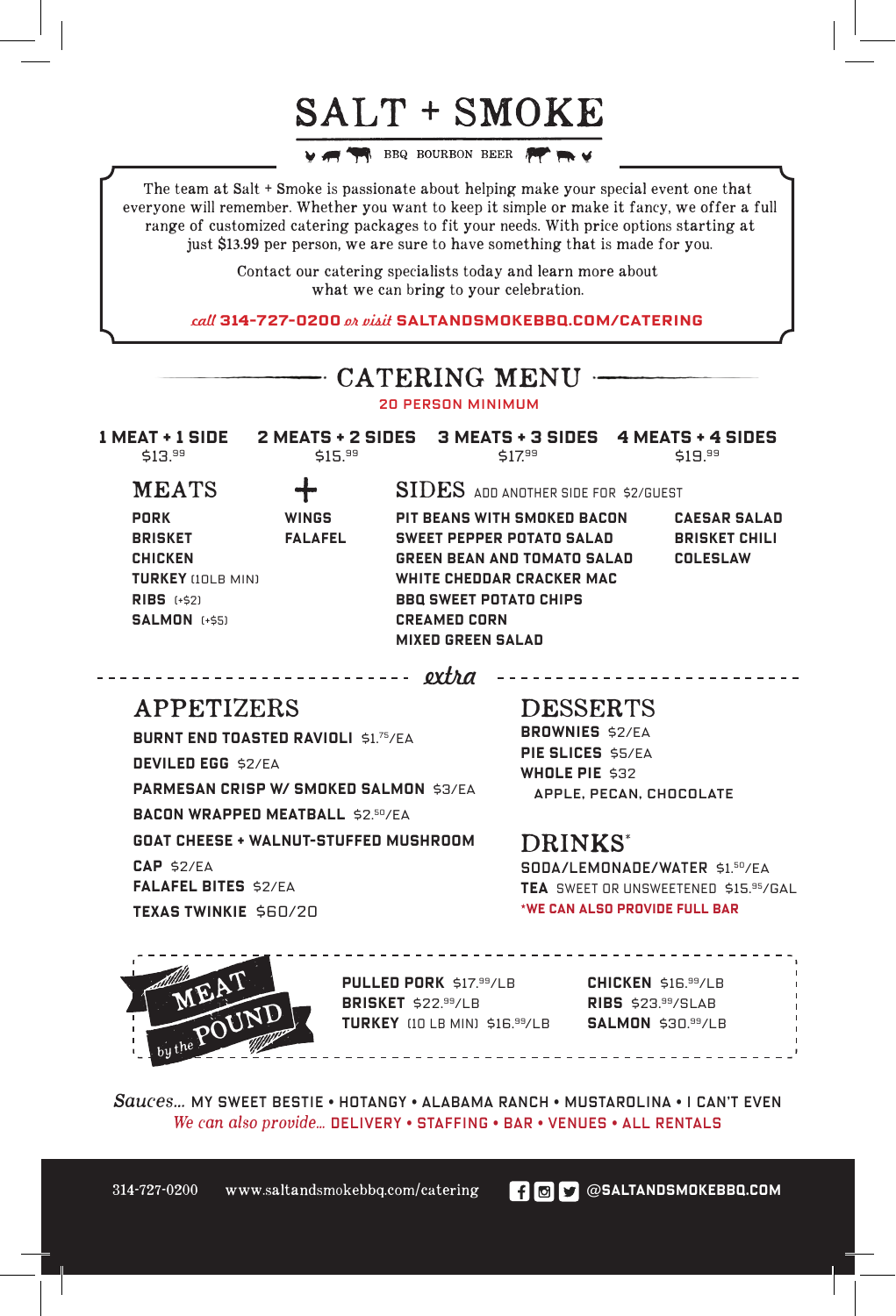# SALT + SMOKE

BBQ BOURBON BEER

The team at Salt + Smoke is passionate about helping make your special event one that everyone will remember. Whether you want to keep it simple or make it fancy, we offer a full range of customized catering packages to fit your needs. With price options starting at just $13.99 per person, we are sure to have something that is made for you.

Contact our catering specialists today and learn more about what we can bring to your celebration.

*call* **314-727-0200** *or visit* **SALTANDSMOKEBBQ.COM/CATERING**

## CATERING MENU

**20 PERSON MINIMUM**

| 1 MEAT + 1 SIDE | 2 MEATS + 2 SIDES | 3 MEATS + 3 SIDES | 4 MEATS + 4 SIDES |
| --- | --- | --- | --- |
| $13.99 | $15.99 | $17.99 | $19.99 |

### MEATS

- **PORK**
- **BRISKET**
- **CHICKEN**
- **TURKEY** (10LB MIN)
- **RIBS** (+$2)
- **SALMON** (+$5)

### +

- **WINGS**
- **FALAFEL**

### SIDES ADD ANOTHER SIDE FOR $2/GUEST

- **PIT BEANS WITH SMOKED BACON**
- **SWEET PEPPER POTATO SALAD**
- **GREEN BEAN AND TOMATO SALAD**
- **WHITE CHEDDAR CRACKER MAC**
- **BBQ SWEET POTATO CHIPS**
- **CREAMED CORN**
- **MIXED GREEN SALAD**
- **CAESAR SALAD**
- **BRISKET CHILI**
- **COLESLAW**

*extra*

### APPETIZERS

- **BURNT END TOASTED RAVIOLI** $1.75/EA
- **DEVILED EGG** $2/EA
- **PARMESAN CRISP W/ SMOKED SALMON** $3/EA
- **BACON WRAPPED MEATBALL** $2.50/EA
- **GOAT CHEESE + WALNUT-STUFFED MUSHROOM CAP** $2/EA
- **FALAFEL BITES** $2/EA
- **TEXAS TWINKIE** $60/20

### DESSERTS

- **BROWNIES** $2/EA
- **PIE SLICES** $5/EA
- **WHOLE PIE** $32
  - APPLE, PECAN, CHOCOLATE

### DRINKS*

- **SODA/LEMONADE/WATER** $1.50/EA
- **TEA** SWEET OR UNSWEETENED $15.95/GAL

*WE CAN ALSO PROVIDE FULL BAR

### MEAT *by the* POUND

- **PULLED PORK** $17.99/LB
- **BRISKET** $22.99/LB
- **TURKEY** (10 LB MIN) $16.99/LB
- **CHICKEN** $16.99/LB
- **RIBS** $23.99/SLAB
- **SALMON** $30.99/LB

*Sauces...* MY SWEET BESTIE • HOTANGY • ALABAMA RANCH • MUSTAROLINA • I CAN'T EVEN

*We can also provide...* DELIVERY • STAFFING • BAR • VENUES • ALL RENTALS

314-727-0200 www.saltandsmokebbq.com/catering @SALTANDSMOKEBBQ.COM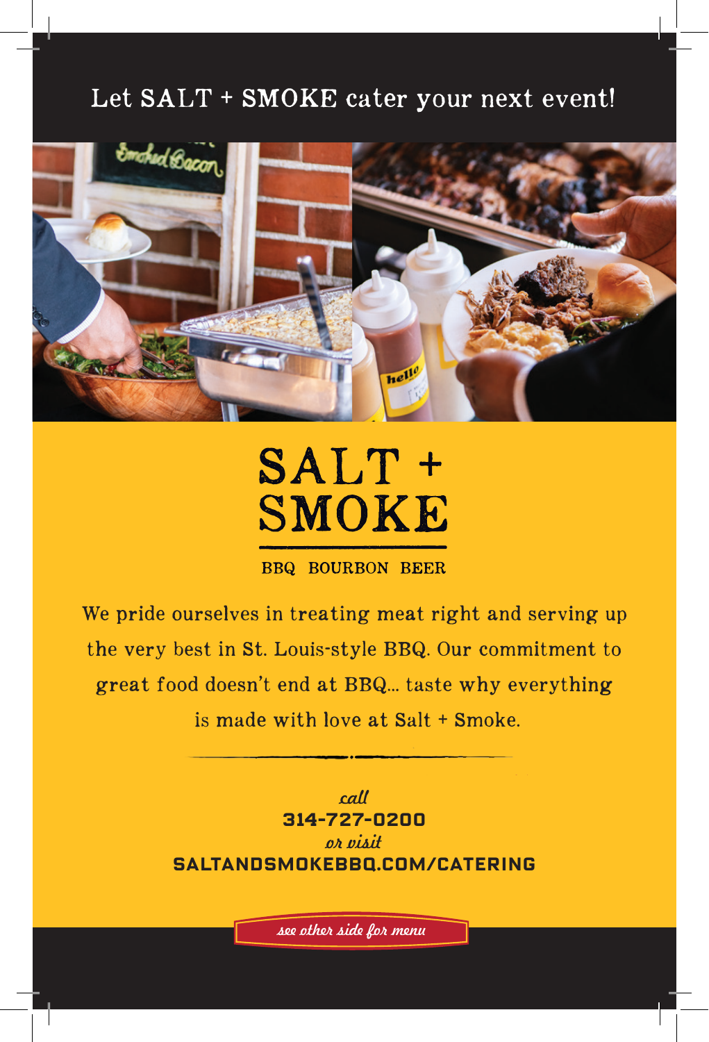# Let SALT + SMOKE cater your next event!

## SALT + SMOKE

BBQ BOURBON BEER

We pride ourselves in treating meat right and serving up the very best in St. Louis-style BBQ. Our commitment to great food doesn't end at BBQ... taste why everything is made with love at Salt + Smoke.

*call*

**314-727-0200**

*or visit*

**SALTANDSMOKEBBQ.COM/CATERING**

*see other side for menu*